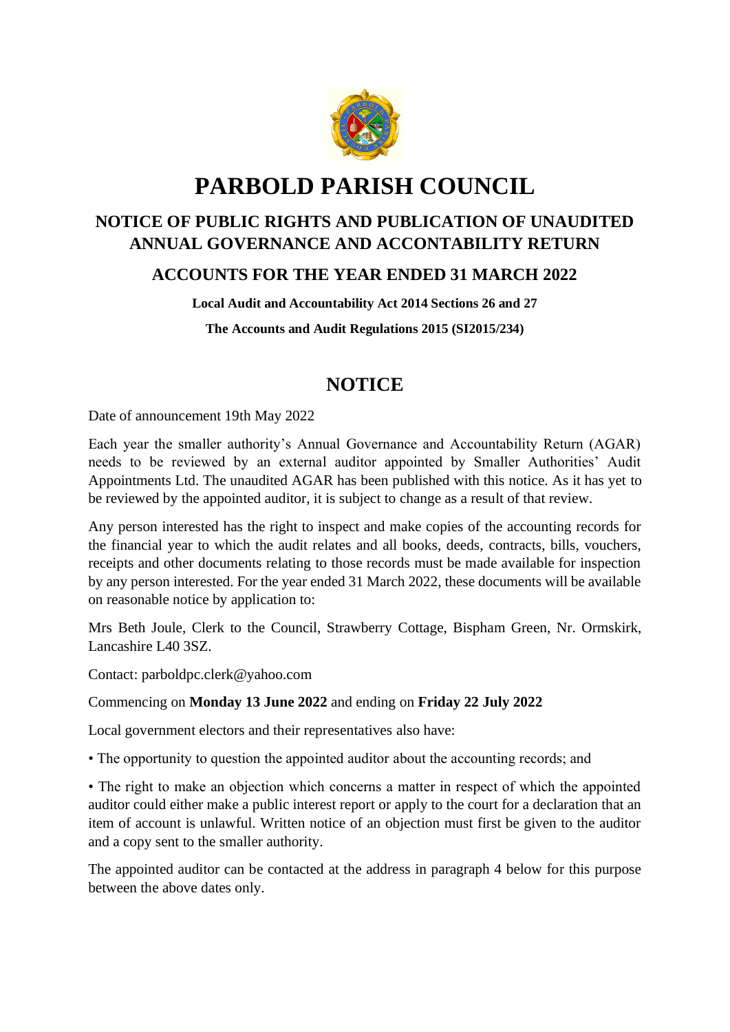# PARBOLD PARISH COUNCIL

## NOTICE OF PUBLIC RIGHTS AND PUBLICATION OF UNAUDITED ANNUAL GOVERNANCE AND ACCONTABILITY RETURN

## ACCOUNTS FOR THE YEAR ENDED 31 MARCH 2022

**Local Audit and Accountability Act 2014 Sections 26 and 27**

**The Accounts and Audit Regulations 2015 (SI2015/234)**

## NOTICE

Date of announcement 19th May 2022

Each year the smaller authority's Annual Governance and Accountability Return (AGAR) needs to be reviewed by an external auditor appointed by Smaller Authorities' Audit Appointments Ltd. The unaudited AGAR has been published with this notice. As it has yet to be reviewed by the appointed auditor, it is subject to change as a result of that review.

Any person interested has the right to inspect and make copies of the accounting records for the financial year to which the audit relates and all books, deeds, contracts, bills, vouchers, receipts and other documents relating to those records must be made available for inspection by any person interested. For the year ended 31 March 2022, these documents will be available on reasonable notice by application to:

Mrs Beth Joule, Clerk to the Council, Strawberry Cottage, Bispham Green, Nr. Ormskirk, Lancashire L40 3SZ.

Contact: parboldpc.clerk@yahoo.com

Commencing on **Monday 13 June 2022** and ending on **Friday 22 July 2022**

Local government electors and their representatives also have:

• The opportunity to question the appointed auditor about the accounting records; and

• The right to make an objection which concerns a matter in respect of which the appointed auditor could either make a public interest report or apply to the court for a declaration that an item of account is unlawful. Written notice of an objection must first be given to the auditor and a copy sent to the smaller authority.

The appointed auditor can be contacted at the address in paragraph 4 below for this purpose between the above dates only.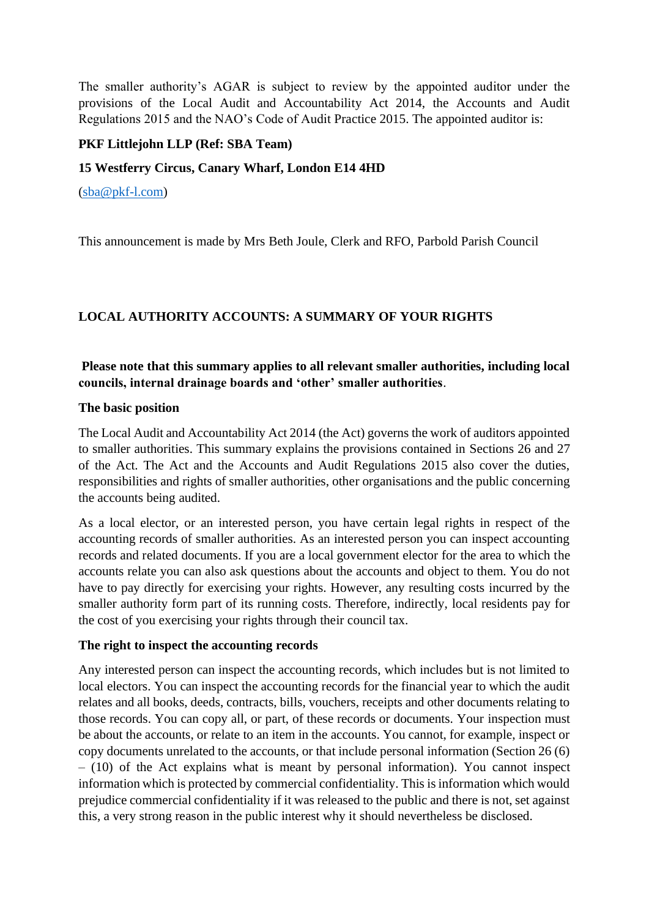The smaller authority's AGAR is subject to review by the appointed auditor under the provisions of the Local Audit and Accountability Act 2014, the Accounts and Audit Regulations 2015 and the NAO's Code of Audit Practice 2015. The appointed auditor is:

**PKF Littlejohn LLP (Ref: SBA Team)**

**15 Westferry Circus, Canary Wharf, London E14 4HD**

(sba@pkf-l.com)

This announcement is made by Mrs Beth Joule, Clerk and RFO, Parbold Parish Council

## LOCAL AUTHORITY ACCOUNTS: A SUMMARY OF YOUR RIGHTS

**Please note that this summary applies to all relevant smaller authorities, including local councils, internal drainage boards and 'other' smaller authorities**.

### The basic position

The Local Audit and Accountability Act 2014 (the Act) governs the work of auditors appointed to smaller authorities. This summary explains the provisions contained in Sections 26 and 27 of the Act. The Act and the Accounts and Audit Regulations 2015 also cover the duties, responsibilities and rights of smaller authorities, other organisations and the public concerning the accounts being audited.

As a local elector, or an interested person, you have certain legal rights in respect of the accounting records of smaller authorities. As an interested person you can inspect accounting records and related documents. If you are a local government elector for the area to which the accounts relate you can also ask questions about the accounts and object to them. You do not have to pay directly for exercising your rights. However, any resulting costs incurred by the smaller authority form part of its running costs. Therefore, indirectly, local residents pay for the cost of you exercising your rights through their council tax.

### The right to inspect the accounting records

Any interested person can inspect the accounting records, which includes but is not limited to local electors. You can inspect the accounting records for the financial year to which the audit relates and all books, deeds, contracts, bills, vouchers, receipts and other documents relating to those records. You can copy all, or part, of these records or documents. Your inspection must be about the accounts, or relate to an item in the accounts. You cannot, for example, inspect or copy documents unrelated to the accounts, or that include personal information (Section 26 (6) – (10) of the Act explains what is meant by personal information). You cannot inspect information which is protected by commercial confidentiality. This is information which would prejudice commercial confidentiality if it was released to the public and there is not, set against this, a very strong reason in the public interest why it should nevertheless be disclosed.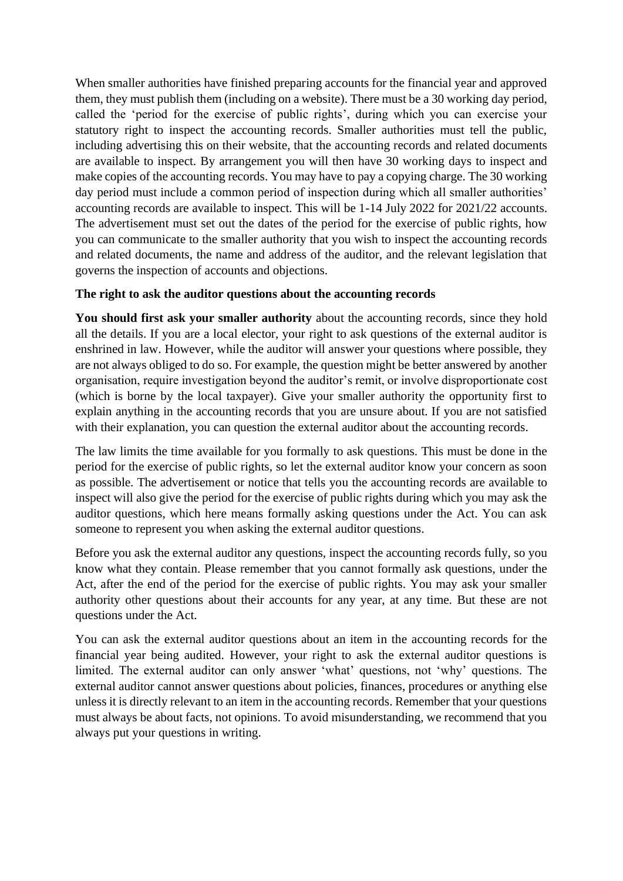When smaller authorities have finished preparing accounts for the financial year and approved them, they must publish them (including on a website). There must be a 30 working day period, called the 'period for the exercise of public rights', during which you can exercise your statutory right to inspect the accounting records. Smaller authorities must tell the public, including advertising this on their website, that the accounting records and related documents are available to inspect. By arrangement you will then have 30 working days to inspect and make copies of the accounting records. You may have to pay a copying charge. The 30 working day period must include a common period of inspection during which all smaller authorities' accounting records are available to inspect. This will be 1-14 July 2022 for 2021/22 accounts. The advertisement must set out the dates of the period for the exercise of public rights, how you can communicate to the smaller authority that you wish to inspect the accounting records and related documents, the name and address of the auditor, and the relevant legislation that governs the inspection of accounts and objections.

**The right to ask the auditor questions about the accounting records**

**You should first ask your smaller authority** about the accounting records, since they hold all the details. If you are a local elector, your right to ask questions of the external auditor is enshrined in law. However, while the auditor will answer your questions where possible, they are not always obliged to do so. For example, the question might be better answered by another organisation, require investigation beyond the auditor's remit, or involve disproportionate cost (which is borne by the local taxpayer). Give your smaller authority the opportunity first to explain anything in the accounting records that you are unsure about. If you are not satisfied with their explanation, you can question the external auditor about the accounting records.

The law limits the time available for you formally to ask questions. This must be done in the period for the exercise of public rights, so let the external auditor know your concern as soon as possible. The advertisement or notice that tells you the accounting records are available to inspect will also give the period for the exercise of public rights during which you may ask the auditor questions, which here means formally asking questions under the Act. You can ask someone to represent you when asking the external auditor questions.

Before you ask the external auditor any questions, inspect the accounting records fully, so you know what they contain. Please remember that you cannot formally ask questions, under the Act, after the end of the period for the exercise of public rights. You may ask your smaller authority other questions about their accounts for any year, at any time. But these are not questions under the Act.

You can ask the external auditor questions about an item in the accounting records for the financial year being audited. However, your right to ask the external auditor questions is limited. The external auditor can only answer 'what' questions, not 'why' questions. The external auditor cannot answer questions about policies, finances, procedures or anything else unless it is directly relevant to an item in the accounting records. Remember that your questions must always be about facts, not opinions. To avoid misunderstanding, we recommend that you always put your questions in writing.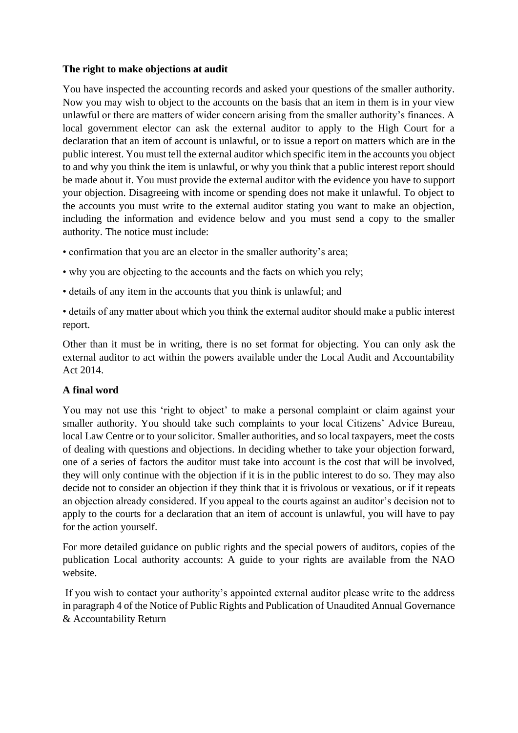**The right to make objections at audit**

You have inspected the accounting records and asked your questions of the smaller authority. Now you may wish to object to the accounts on the basis that an item in them is in your view unlawful or there are matters of wider concern arising from the smaller authority's finances. A local government elector can ask the external auditor to apply to the High Court for a declaration that an item of account is unlawful, or to issue a report on matters which are in the public interest. You must tell the external auditor which specific item in the accounts you object to and why you think the item is unlawful, or why you think that a public interest report should be made about it. You must provide the external auditor with the evidence you have to support your objection. Disagreeing with income or spending does not make it unlawful. To object to the accounts you must write to the external auditor stating you want to make an objection, including the information and evidence below and you must send a copy to the smaller authority. The notice must include:

- confirmation that you are an elector in the smaller authority's area;
- why you are objecting to the accounts and the facts on which you rely;
- details of any item in the accounts that you think is unlawful; and
- details of any matter about which you think the external auditor should make a public interest report.

Other than it must be in writing, there is no set format for objecting. You can only ask the external auditor to act within the powers available under the Local Audit and Accountability Act 2014.

**A final word**

You may not use this 'right to object' to make a personal complaint or claim against your smaller authority. You should take such complaints to your local Citizens' Advice Bureau, local Law Centre or to your solicitor. Smaller authorities, and so local taxpayers, meet the costs of dealing with questions and objections. In deciding whether to take your objection forward, one of a series of factors the auditor must take into account is the cost that will be involved, they will only continue with the objection if it is in the public interest to do so. They may also decide not to consider an objection if they think that it is frivolous or vexatious, or if it repeats an objection already considered. If you appeal to the courts against an auditor's decision not to apply to the courts for a declaration that an item of account is unlawful, you will have to pay for the action yourself.

For more detailed guidance on public rights and the special powers of auditors, copies of the publication Local authority accounts: A guide to your rights are available from the NAO website.

If you wish to contact your authority's appointed external auditor please write to the address in paragraph 4 of the Notice of Public Rights and Publication of Unaudited Annual Governance & Accountability Return